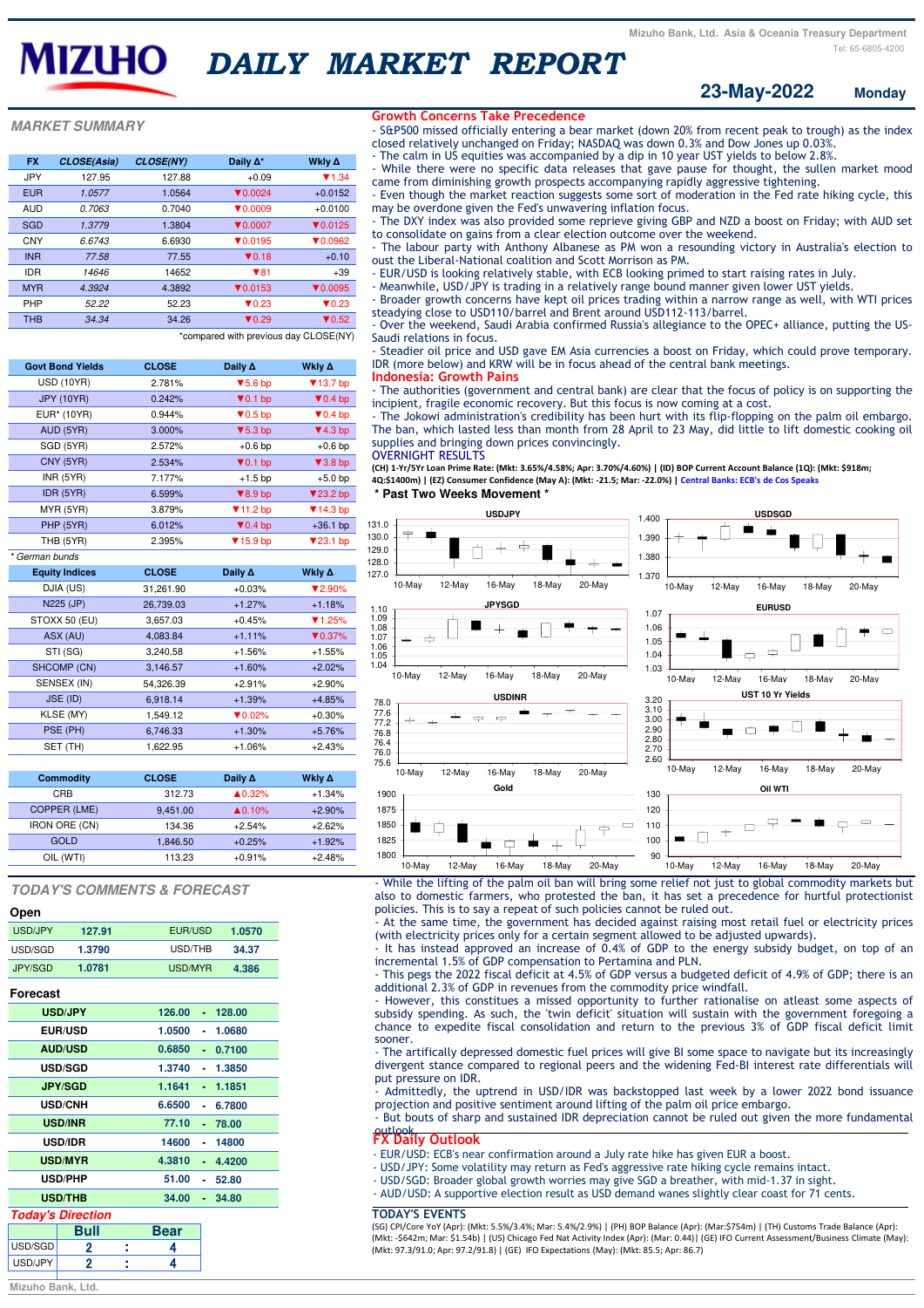# MIZUHO DAILY MARKET REPORT

Mizuho Bank, Ltd. Asia & Oceania Treasury Department
Tel: 65-6805-4200

**23-May-2022 Monday**

## MARKET SUMMARY

| FX | CLOSE(Asia) | CLOSE(NY) | Daily Δ* | Wkly Δ |
|---|---|---|---|---|
| JPY | 127.95 | 127.88 | +0.09 | ▼1.34 |
| EUR | 1.0577 | 1.0564 | ▼0.0024 | +0.0152 |
| AUD | 0.7063 | 0.7040 | ▼0.0009 | +0.0100 |
| SGD | 1.3779 | 1.3804 | ▼0.0007 | ▼0.0125 |
| CNY | 6.6743 | 6.6930 | ▼0.0195 | ▼0.0962 |
| INR | 77.58 | 77.55 | ▼0.18 | +0.10 |
| IDR | 14646 | 14652 | ▼81 | +39 |
| MYR | 4.3924 | 4.3892 | ▼0.0153 | ▼0.0095 |
| PHP | 52.22 | 52.23 | ▼0.23 | ▼0.23 |
| THB | 34.34 | 34.26 | ▼0.29 | ▼0.52 |

*compared with previous day CLOSE(NY)

| Govt Bond Yields | CLOSE | Daily Δ | Wkly Δ |
|---|---|---|---|
| USD (10YR) | 2.781% | ▼5.6 bp | ▼13.7 bp |
| JPY (10YR) | 0.242% | ▼0.1 bp | ▼0.4 bp |
| EUR* (10YR) | 0.944% | ▼0.5 bp | ▼0.4 bp |
| AUD (5YR) | 3.000% | ▼5.3 bp | ▼4.3 bp |
| SGD (5YR) | 2.572% | +0.6 bp | +0.6 bp |
| CNY (5YR) | 2.534% | ▼0.1 bp | ▼3.8 bp |
| INR (5YR) | 7.177% | +1.5 bp | +5.0 bp |
| IDR (5YR) | 6.599% | ▼8.9 bp | ▼23.2 bp |
| MYR (5YR) | 3.879% | ▼11.2 bp | ▼14.3 bp |
| PHP (5YR) | 6.012% | ▼0.4 bp | +36.1 bp |
| THB (5YR) | 2.395% | ▼15.9 bp | ▼23.1 bp |

* German bunds

| Equity Indices | CLOSE | Daily Δ | Wkly Δ |
|---|---|---|---|
| DJIA (US) | 31,261.90 | +0.03% | ▼2.90% |
| N225 (JP) | 26,739.03 | +1.27% | +1.18% |
| STOXX 50 (EU) | 3,657.03 | +0.45% | ▼1.25% |
| ASX (AU) | 4,083.84 | +1.11% | ▼0.37% |
| STI (SG) | 3,240.58 | +1.56% | +1.55% |
| SHCOMP (CN) | 3,146.57 | +1.60% | +2.02% |
| SENSEX (IN) | 54,326.39 | +2.91% | +2.90% |
| JSE (ID) | 6,918.14 | +1.39% | +4.85% |
| KLSE (MY) | 1,549.12 | ▼0.02% | +0.30% |
| PSE (PH) | 6,746.33 | +1.30% | +5.76% |
| SET (TH) | 1,622.95 | +1.06% | +2.43% |

| Commodity | CLOSE | Daily Δ | Wkly Δ |
|---|---|---|---|
| CRB | 312.73 | ▲0.32% | +1.34% |
| COPPER (LME) | 9,451.00 | ▲0.10% | +2.90% |
| IRON ORE (CN) | 134.36 | +2.54% | +2.62% |
| GOLD | 1,846.50 | +0.25% | +1.92% |
| OIL (WTI) | 113.23 | +0.91% | +2.48% |

## Growth Concerns Take Precedence

- S&P500 missed officially entering a bear market (down 20% from recent peak to trough) as the index closed relatively unchanged on Friday; NASDAQ was down 0.3% and Dow Jones up 0.03%.
- The calm in US equities was accompanied by a dip in 10 year UST yields to below 2.8%.
- While there were no specific data releases that gave pause for thought, the sullen market mood came from diminishing growth prospects accompanying rapidly aggressive tightening.
- Even though the market reaction suggests some sort of moderation in the Fed rate hiking cycle, this may be overdone given the Fed's unwavering inflation focus.
- The DXY index was also provided some reprieve giving GBP and NZD a boost on Friday; with AUD set to consolidate on gains from a clear election outcome over the weekend.
- The labour party with Anthony Albanese as PM won a resounding victory in Australia's election to oust the Liberal-National coalition and Scott Morrison as PM.
- EUR/USD is looking relatively stable, with ECB looking primed to start raising rates in July.
- Meanwhile, USD/JPY is trading in a relatively range bound manner given lower UST yields.
- Broader growth concerns have kept oil prices trading within a narrow range as well, with WTI prices steadying close to USD110/barrel and Brent around USD112-113/barrel.
- Over the weekend, Saudi Arabia confirmed Russia's allegiance to the OPEC+ alliance, putting the US-Saudi relations in focus.
- Steadier oil price and USD gave EM Asia currencies a boost on Friday, which could prove temporary. IDR (more below) and KRW will be in focus ahead of the central bank meetings.

## Indonesia: Growth Pains

- The authorities (government and central bank) are clear that the focus of policy is on supporting the incipient, fragile economic recovery. But this focus is now coming at a cost.
- The Jokowi administration's credibility has been hurt with its flip-flopping on the palm oil embargo. The ban, which lasted less than month from 28 April to 23 May, did little to lift domestic cooking oil supplies and bringing down prices convincingly.

**OVERNIGHT RESULTS**

(CH) 1-Yr/5Yr Loan Prime Rate: (Mkt: 3.65%/4.58%; Apr: 3.70%/4.60%) | (ID) BOP Current Account Balance (1Q): (Mkt: $918m; 4Q:$1400m) | (EZ) Consumer Confidence (May A): (Mkt: -21.5; Mar: -22.0%) | Central Banks: ECB's de Cos Speaks

**\* Past Two Weeks Movement \***

- While the lifting of the palm oil ban will bring some relief not just to global commodity markets but also to domestic farmers, who protested the ban, it has set a precedence for hurtful protectionist policies. This is to say a repeat of such policies cannot be ruled out.
- At the same time, the government has decided against raising most retail fuel or electricity prices (with electricity prices only for a certain segment allowed to be adjusted upwards).
- It has instead approved an increase of 0.4% of GDP to the energy subsidy budget, on top of an incremental 1.5% of GDP compensation to Pertamina and PLN.
- This pegs the 2022 fiscal deficit at 4.5% of GDP versus a budgeted deficit of 4.9% of GDP; there is an additional 2.3% of GDP in revenues from the commodity price windfall.
- However, this constitutes a missed opportunity to further rationalise on atleast some aspects of subsidy spending. As such, the 'twin deficit' situation will sustain with the government foregoing a chance to expedite fiscal consolidation and return to the previous 3% of GDP fiscal deficit limit sooner.
- The artificially depressed domestic fuel prices will give BI some space to navigate but its increasingly divergent stance compared to regional peers and the widening Fed-BI interest rate differentials will put pressure on IDR.
- Admittedly, the uptrend in USD/IDR was backstopped last week by a lower 2022 bond issuance projection and positive sentiment around lifting of the palm oil price embargo.
- But bouts of sharp and sustained IDR depreciation cannot be ruled out given the more fundamental outlook.

## TODAY'S COMMENTS & FORECAST

**Open**

| | | | |
|---|---|---|---|
| USD/JPY | 127.91 | EUR/USD | 1.0570 |
| USD/SGD | 1.3790 | USD/THB | 34.37 |
| JPY/SGD | 1.0781 | USD/MYR | 4.386 |

**Forecast**

| Pair | Range |
|---|---|
| USD/JPY | 126.00 - 128.00 |
| EUR/USD | 1.0500 - 1.0680 |
| AUD/USD | 0.6850 - 0.7100 |
| USD/SGD | 1.3740 - 1.3850 |
| JPY/SGD | 1.1641 - 1.1851 |
| USD/CNH | 6.6500 - 6.7800 |
| USD/INR | 77.10 - 78.00 |
| USD/IDR | 14600 - 14800 |
| USD/MYR | 4.3810 - 4.4200 |
| USD/PHP | 51.00 - 52.80 |
| USD/THB | 34.00 - 34.80 |

**Today's Direction**

| | Bull | | Bear |
|---|---|---|---|
| USD/SGD | 2 | : | 4 |
| USD/JPY | 2 | : | 4 |

## FX Daily Outlook

- EUR/USD: ECB's near confirmation around a July rate hike has given EUR a boost.
- USD/JPY: Some volatility may return as Fed's aggressive rate hiking cycle remains intact.
- USD/SGD: Broader global growth worries may give SGD a breather, with mid-1.37 in sight.
- AUD/USD: A supportive election result as USD demand wanes slightly clear coast for 71 cents.

**TODAY'S EVENTS**

(SG) CPI/Core YoY (Apr): (Mkt: 5.5%/3.4%; Mar: 5.4%/2.9%) | (PH) BOP Balance (Apr): (Mar:$754m) | (TH) Customs Trade Balance (Apr): (Mkt: -$642m; Mar: $1.54b) | (US) Chicago Fed Nat Activity Index (Apr): (Mar: 0.44)| (GE) IFO Current Assessment/Business Climate (May): (Mkt: 97.3/91.0; Apr: 97.2/91.8) | (GE) IFO Expectations (May): (Mkt: 85.5; Apr: 86.7)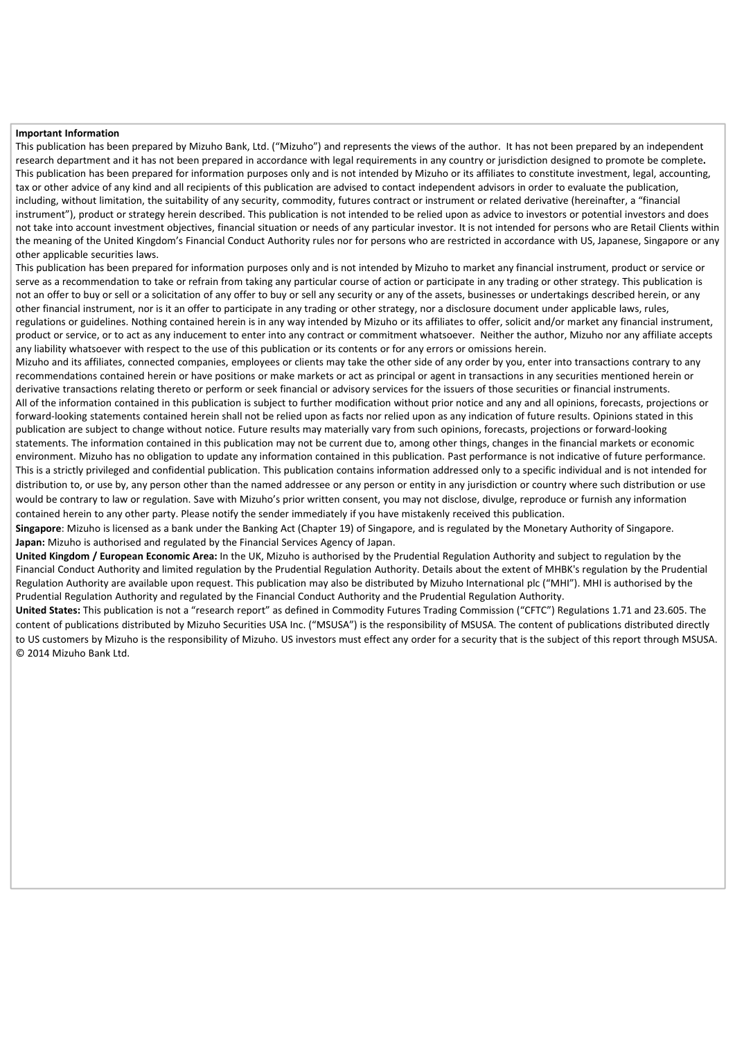**Important Information**

This publication has been prepared by Mizuho Bank, Ltd. ("Mizuho") and represents the views of the author. It has not been prepared by an independent research department and it has not been prepared in accordance with legal requirements in any country or jurisdiction designed to promote be complete**.** This publication has been prepared for information purposes only and is not intended by Mizuho or its affiliates to constitute investment, legal, accounting, tax or other advice of any kind and all recipients of this publication are advised to contact independent advisors in order to evaluate the publication, including, without limitation, the suitability of any security, commodity, futures contract or instrument or related derivative (hereinafter, a "financial instrument"), product or strategy herein described. This publication is not intended to be relied upon as advice to investors or potential investors and does not take into account investment objectives, financial situation or needs of any particular investor. It is not intended for persons who are Retail Clients within the meaning of the United Kingdom's Financial Conduct Authority rules nor for persons who are restricted in accordance with US, Japanese, Singapore or any other applicable securities laws.

This publication has been prepared for information purposes only and is not intended by Mizuho to market any financial instrument, product or service or serve as a recommendation to take or refrain from taking any particular course of action or participate in any trading or other strategy. This publication is not an offer to buy or sell or a solicitation of any offer to buy or sell any security or any of the assets, businesses or undertakings described herein, or any other financial instrument, nor is it an offer to participate in any trading or other strategy, nor a disclosure document under applicable laws, rules, regulations or guidelines. Nothing contained herein is in any way intended by Mizuho or its affiliates to offer, solicit and/or market any financial instrument, product or service, or to act as any inducement to enter into any contract or commitment whatsoever. Neither the author, Mizuho nor any affiliate accepts any liability whatsoever with respect to the use of this publication or its contents or for any errors or omissions herein.

Mizuho and its affiliates, connected companies, employees or clients may take the other side of any order by you, enter into transactions contrary to any recommendations contained herein or have positions or make markets or act as principal or agent in transactions in any securities mentioned herein or derivative transactions relating thereto or perform or seek financial or advisory services for the issuers of those securities or financial instruments.

All of the information contained in this publication is subject to further modification without prior notice and any and all opinions, forecasts, projections or forward-looking statements contained herein shall not be relied upon as facts nor relied upon as any indication of future results. Opinions stated in this publication are subject to change without notice. Future results may materially vary from such opinions, forecasts, projections or forward-looking statements. The information contained in this publication may not be current due to, among other things, changes in the financial markets or economic environment. Mizuho has no obligation to update any information contained in this publication. Past performance is not indicative of future performance.

This is a strictly privileged and confidential publication. This publication contains information addressed only to a specific individual and is not intended for distribution to, or use by, any person other than the named addressee or any person or entity in any jurisdiction or country where such distribution or use would be contrary to law or regulation. Save with Mizuho's prior written consent, you may not disclose, divulge, reproduce or furnish any information contained herein to any other party. Please notify the sender immediately if you have mistakenly received this publication.

**Singapore**: Mizuho is licensed as a bank under the Banking Act (Chapter 19) of Singapore, and is regulated by the Monetary Authority of Singapore.

**Japan:** Mizuho is authorised and regulated by the Financial Services Agency of Japan.

**United Kingdom / European Economic Area:** In the UK, Mizuho is authorised by the Prudential Regulation Authority and subject to regulation by the Financial Conduct Authority and limited regulation by the Prudential Regulation Authority. Details about the extent of MHBK's regulation by the Prudential Regulation Authority are available upon request. This publication may also be distributed by Mizuho International plc ("MHI"). MHI is authorised by the Prudential Regulation Authority and regulated by the Financial Conduct Authority and the Prudential Regulation Authority.

**United States:** This publication is not a "research report" as defined in Commodity Futures Trading Commission ("CFTC") Regulations 1.71 and 23.605. The content of publications distributed by Mizuho Securities USA Inc. ("MSUSA") is the responsibility of MSUSA. The content of publications distributed directly to US customers by Mizuho is the responsibility of Mizuho. US investors must effect any order for a security that is the subject of this report through MSUSA.

© 2014 Mizuho Bank Ltd.